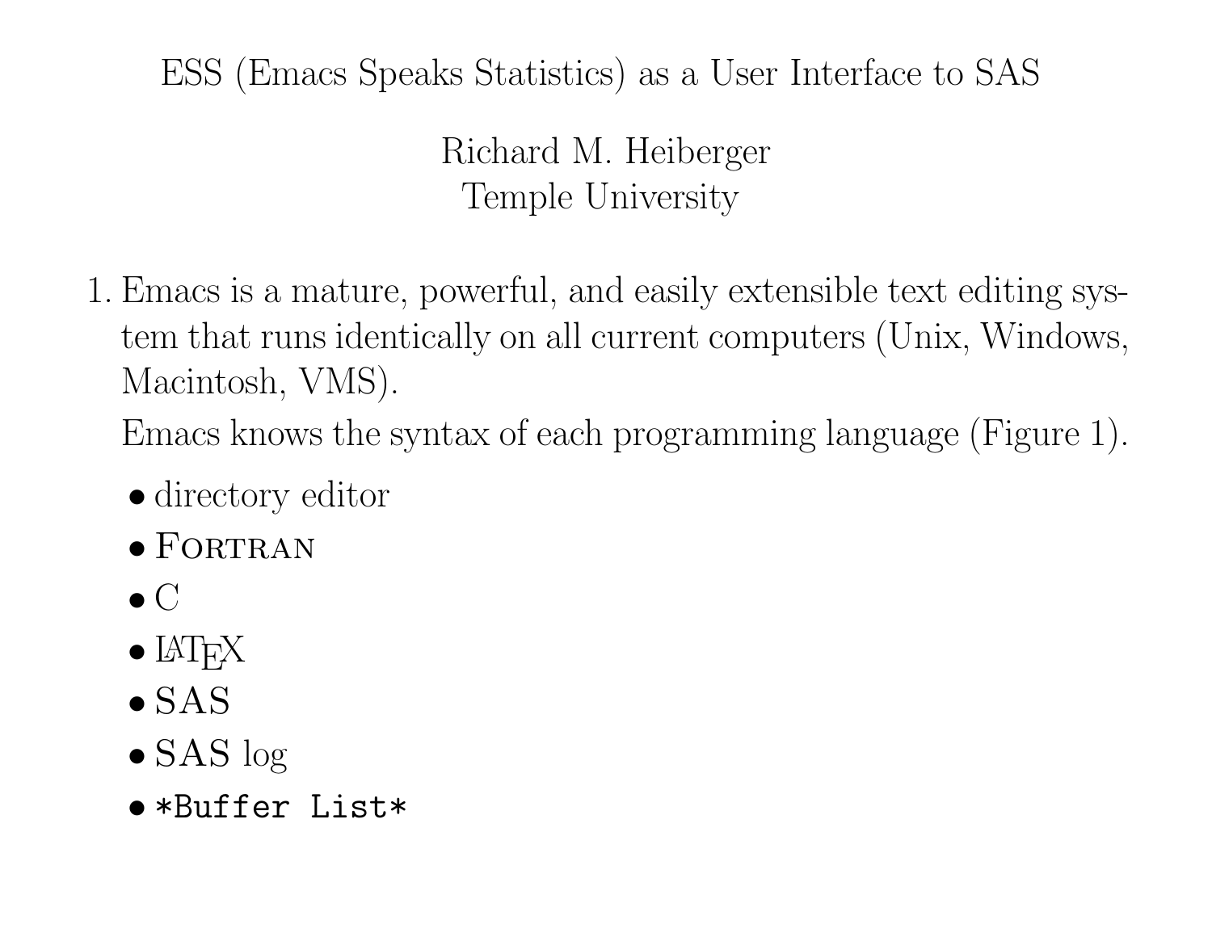# ESS (Emacs Speaks Statistics) as a User Interface to SAS

Richard M. Heiberger
Temple University

1. Emacs is a mature, powerful, and easily extensible text editing system that runs identically on all current computers (Unix, Windows, Macintosh, VMS).

   Emacs knows the syntax of each programming language (Figure 1).

   - directory editor
   - FORTRAN
   - C
   - LaTeX
   - SAS
   - SAS log
   - `*Buffer List*`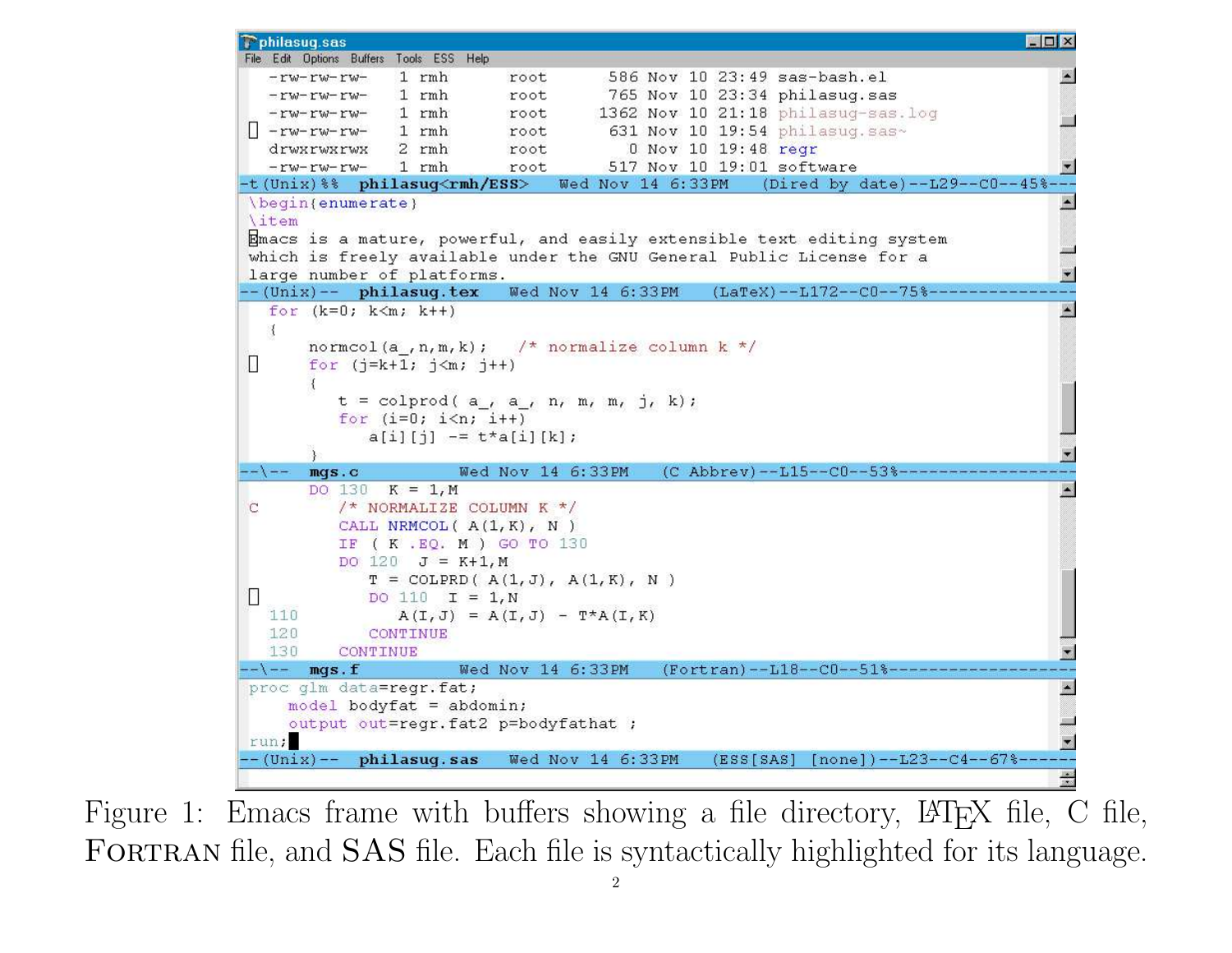```
philasug.sas
File  Edit  Options  Buffers  Tools  ESS  Help
  -rw-rw-rw-    1 rmh      root       586 Nov 10 23:49 sas-bash.el
  -rw-rw-rw-    1 rmh      root       765 Nov 10 23:34 philasug.sas
  -rw-rw-rw-    1 rmh      root      1362 Nov 10 21:18 philasug-sas.log
  -rw-rw-rw-    1 rmh      root       631 Nov 10 19:54 philasug.sas~
  drwxrwxrwx    2 rmh      root         0 Nov 10 19:48 regr
  -rw-rw-rw-    1 rmh      root       517 Nov 10 19:01 software
-t(Unix)%%  philasug<rmh/ESS>   Wed Nov 14 6:33PM   (Dired by date)--L29--C0--45%---
\begin{enumerate}
\item
Emacs is a mature, powerful, and easily extensible text editing system
which is freely available under the GNU General Public License for a
large number of platforms.
--(Unix)--  philasug.tex   Wed Nov 14 6:33PM   (LaTeX)--L172--C0--75%--------------
  for (k=0; k<m; k++)
  {
      normcol(a_,n,m,k);   /* normalize column k */
      for (j=k+1; j<m; j++)
      {
         t = colprod( a_, a_, n, m, m, j, k);
         for (i=0; i<n; i++)
            a[i][j] -= t*a[i][k];
      }
--\--  mgs.c         Wed Nov 14 6:33PM   (C Abbrev)--L15--C0--53%-----------------
      DO 130  K = 1,M
C        /* NORMALIZE COLUMN K */
         CALL NRMCOL( A(1,K), N )
         IF ( K .EQ. M ) GO TO 130
         DO 120  J = K+1,M
            T = COLPRD( A(1,J), A(1,K), N )
            DO 110  I = 1,N
  110          A(I,J) = A(I,J) - T*A(I,K)
  120       CONTINUE
  130    CONTINUE
--\--  mgs.f         Wed Nov 14 6:33PM   (Fortran)--L18--C0--51%------------------
proc glm data=regr.fat;
    model bodyfat = abdomin;
    output out=regr.fat2 p=bodyfathat ;
run;
--(Unix)--  philasug.sas   Wed Nov 14 6:33PM   (ESS[SAS] [none])--L23--C4--67%------
```

Figure 1: Emacs frame with buffers showing a file directory, LaTeX file, C file, FORTRAN file, and SAS file. Each file is syntactically highlighted for its language.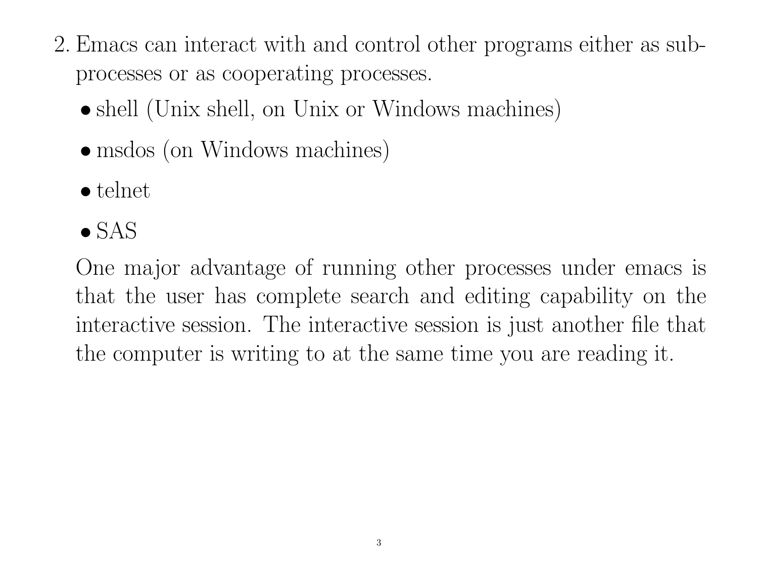2. Emacs can interact with and control other programs either as subprocesses or as cooperating processes.

   - shell (Unix shell, on Unix or Windows machines)
   - msdos (on Windows machines)
   - telnet
   - SAS

   One major advantage of running other processes under emacs is that the user has complete search and editing capability on the interactive session. The interactive session is just another file that the computer is writing to at the same time you are reading it.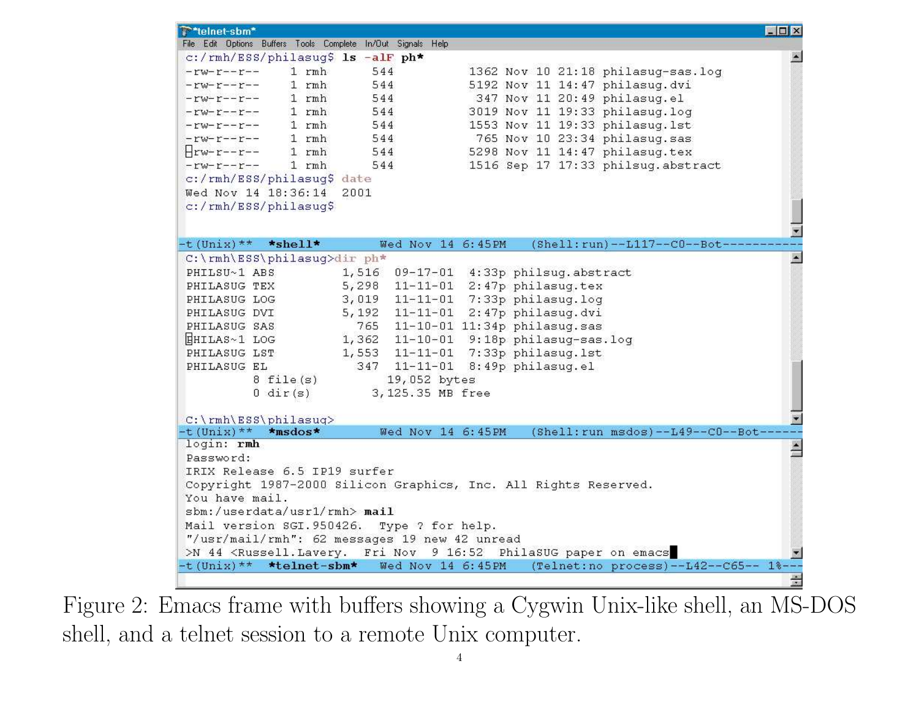```
*telnet-sbm*
File  Edit  Options  Buffers  Tools  Complete  In/Out  Signals  Help
c:/rmh/ESS/philasug$ ls -alF ph*
-rw-r--r--    1 rmh      544          1362 Nov 10 21:18 philasug-sas.log
-rw-r--r--    1 rmh      544          5192 Nov 11 14:47 philasug.dvi
-rw-r--r--    1 rmh      544           347 Nov 11 20:49 philasug.el
-rw-r--r--    1 rmh      544          3019 Nov 11 19:33 philasug.log
-rw-r--r--    1 rmh      544          1553 Nov 11 19:33 philasug.lst
-rw-r--r--    1 rmh      544           765 Nov 10 23:34 philasug.sas
-rw-r--r--    1 rmh      544          5298 Nov 11 14:47 philasug.tex
-rw-r--r--    1 rmh      544          1516 Sep 17 17:33 philsug.abstract
c:/rmh/ESS/philasug$ date
Wed Nov 14 18:36:14  2001
c:/rmh/ESS/philasug$

-t(Unix)**  *shell*        Wed Nov 14 6:45PM    (Shell:run)--L117--C0--Bot-----------
C:\rmh\ESS\philasug>dir ph*
PHILSU~1 ABS           1,516  09-17-01   4:33p philsug.abstract
PHILASUG TEX           5,298  11-11-01   2:47p philasug.tex
PHILASUG LOG           3,019  11-11-01   7:33p philasug.log
PHILASUG DVI           5,192  11-11-01   2:47p philasug.dvi
PHILASUG SAS             765  11-10-01  11:34p philasug.sas
PHILAS~1 LOG           1,362  11-10-01   9:18p philasug-sas.log
PHILASUG LST           1,553  11-11-01   7:33p philasug.lst
PHILASUG EL              347  11-11-01   8:49p philasug.el
         8 file(s)         19,052 bytes
         0 dir(s)        3,125.35 MB free

C:\rmh\ESS\philasug>
-t(Unix)**  *msdos*        Wed Nov 14 6:45PM    (Shell:run msdos)--L49--C0--Bot------
login: rmh
Password:
IRIX Release 6.5 IP19 surfer
Copyright 1987-2000 Silicon Graphics, Inc. All Rights Reserved.
You have mail.
sbm:/userdata/usr1/rmh> mail
Mail version SGI.950426.  Type ? for help.
"/usr/mail/rmh": 62 messages 19 new 42 unread
>N 44 <Russell.Lavery.  Fri Nov  9 16:52  PhilaSUG paper on emacs
-t(Unix)**  *telnet-sbm*   Wed Nov 14 6:45PM    (Telnet:no process)--L42--C65-- 1%---
```

Figure 2: Emacs frame with buffers showing a Cygwin Unix-like shell, an MS-DOS shell, and a telnet session to a remote Unix computer.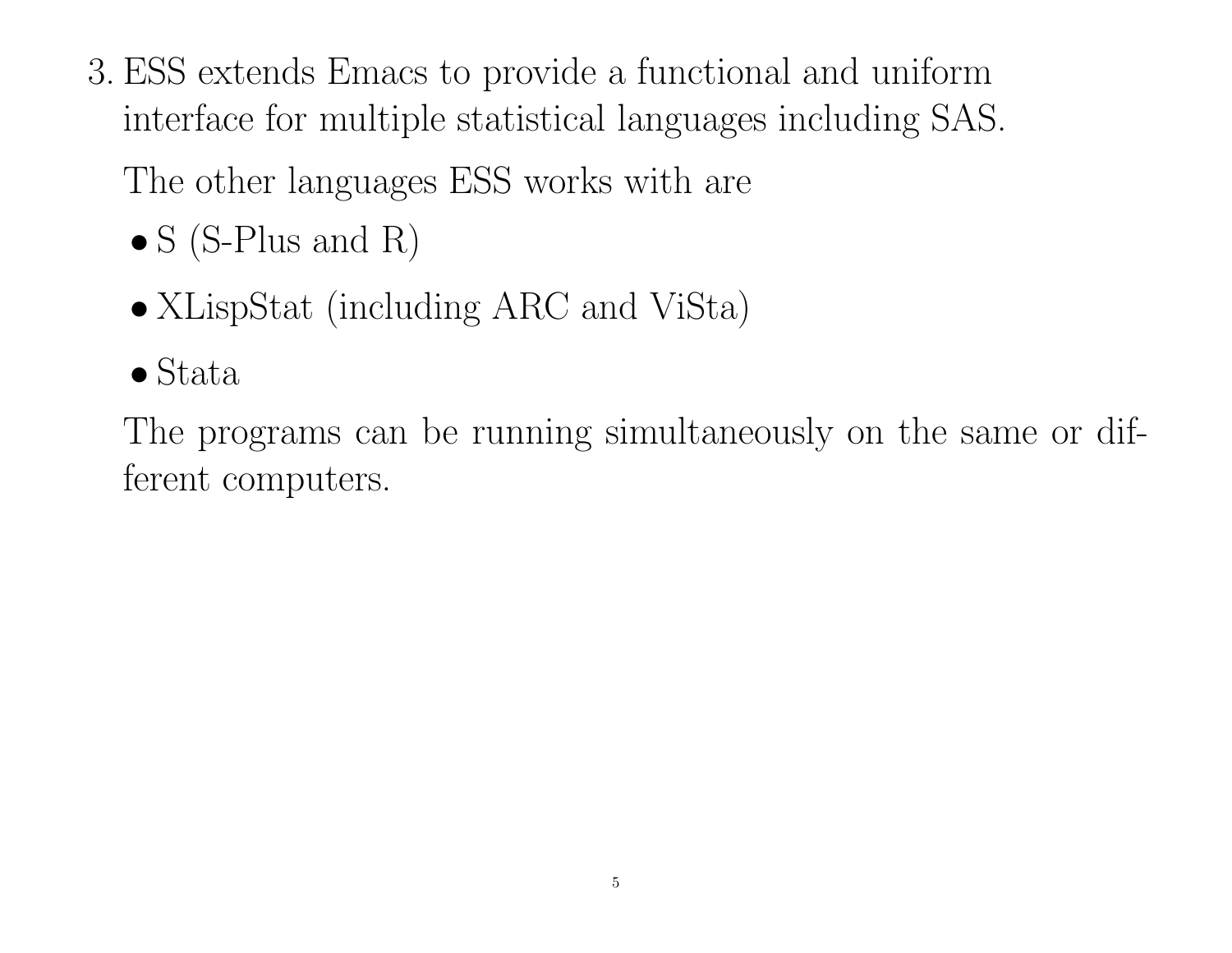3. ESS extends Emacs to provide a functional and uniform interface for multiple statistical languages including SAS.

   The other languages ESS works with are

   - S (S-Plus and R)
   - XLispStat (including ARC and ViSta)
   - Stata

   The programs can be running simultaneously on the same or different computers.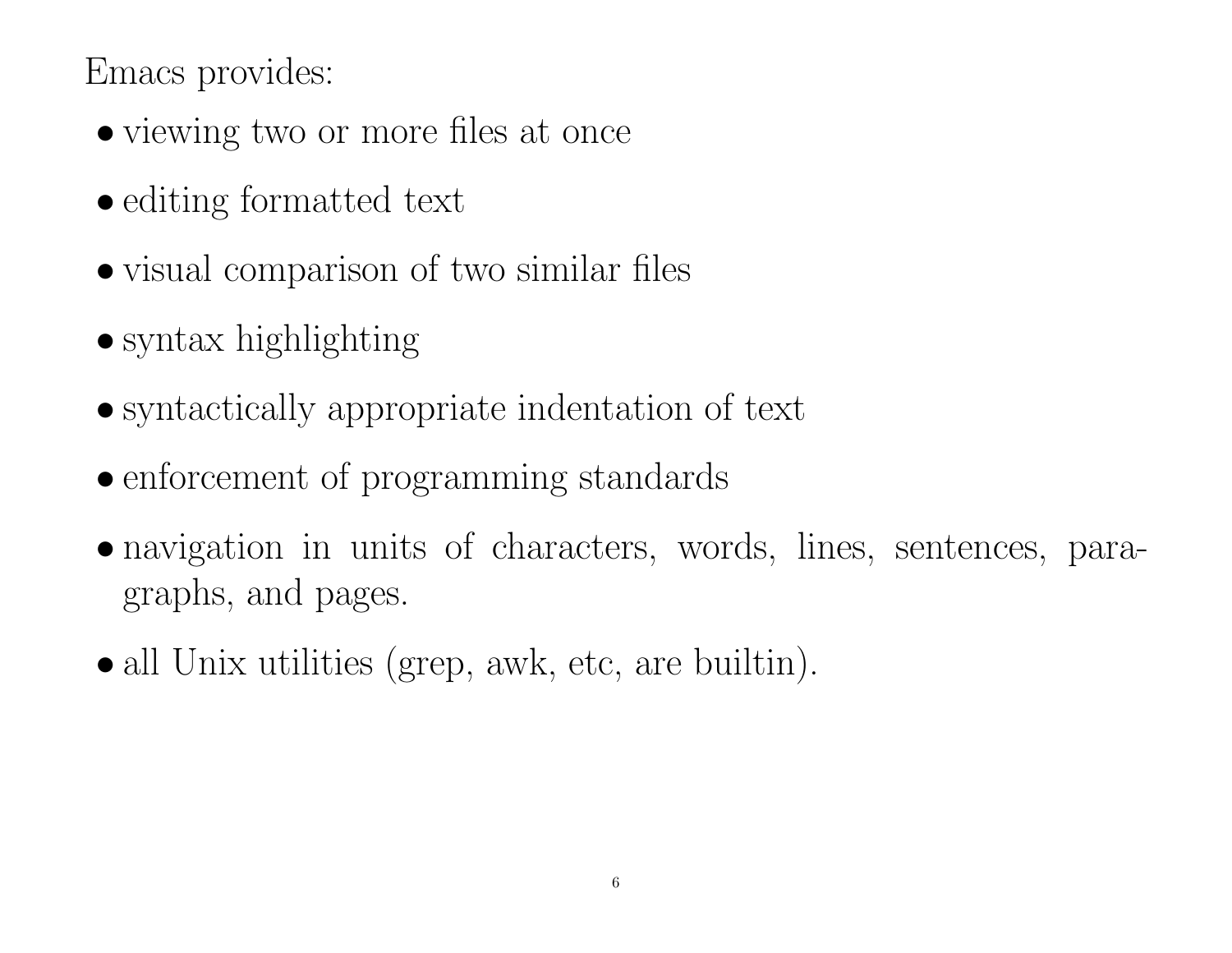Emacs provides:

- viewing two or more files at once
- editing formatted text
- visual comparison of two similar files
- syntax highlighting
- syntactically appropriate indentation of text
- enforcement of programming standards
- navigation in units of characters, words, lines, sentences, paragraphs, and pages.
- all Unix utilities (grep, awk, etc, are builtin).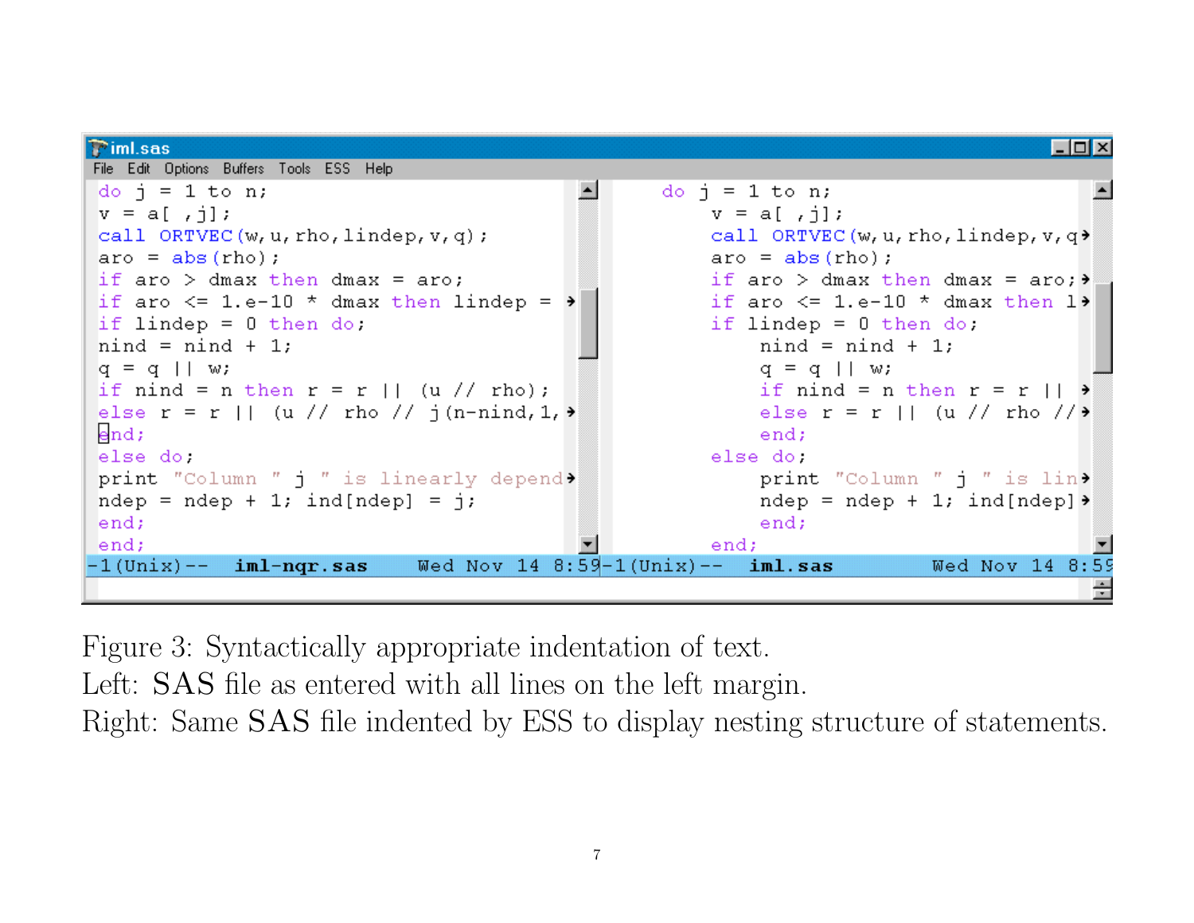```
iml.sas
File  Edit  Options  Buffers  Tools  ESS  Help
```

Left pane:

```
do j = 1 to n;
v = a[ ,j];
call ORTVEC(w,u,rho,lindep,v,q);
aro = abs(rho);
if aro > dmax then dmax = aro;
if aro <= 1.e-10 * dmax then lindep = →
if lindep = 0 then do;
nind = nind + 1;
q = q || w;
if nind = n then r = r || (u // rho);
else r = r || (u // rho // j(n-nind,1,→
end;
else do;
print "Column " j " is linearly depend→
ndep = ndep + 1; ind[ndep] = j;
end;
end;
-1(Unix)--  iml-nqr.sas     Wed Nov 14 8:59
```

Right pane:

```
do j = 1 to n;
     v = a[ ,j];
     call ORTVEC(w,u,rho,lindep,v,q→
     aro = abs(rho);
     if aro > dmax then dmax = aro;→
     if aro <= 1.e-10 * dmax then l→
     if lindep = 0 then do;
          nind = nind + 1;
          q = q || w;
          if nind = n then r = r || →
          else r = r || (u // rho //→
          end;
     else do;
          print "Column " j " is lin→
          ndep = ndep + 1; ind[ndep]→
          end;
     end;
-1(Unix)--  iml.sas     Wed Nov 14 8:59
```

Figure 3: Syntactically appropriate indentation of text.
Left: SAS file as entered with all lines on the left margin.
Right: Same SAS file indented by ESS to display nesting structure of statements.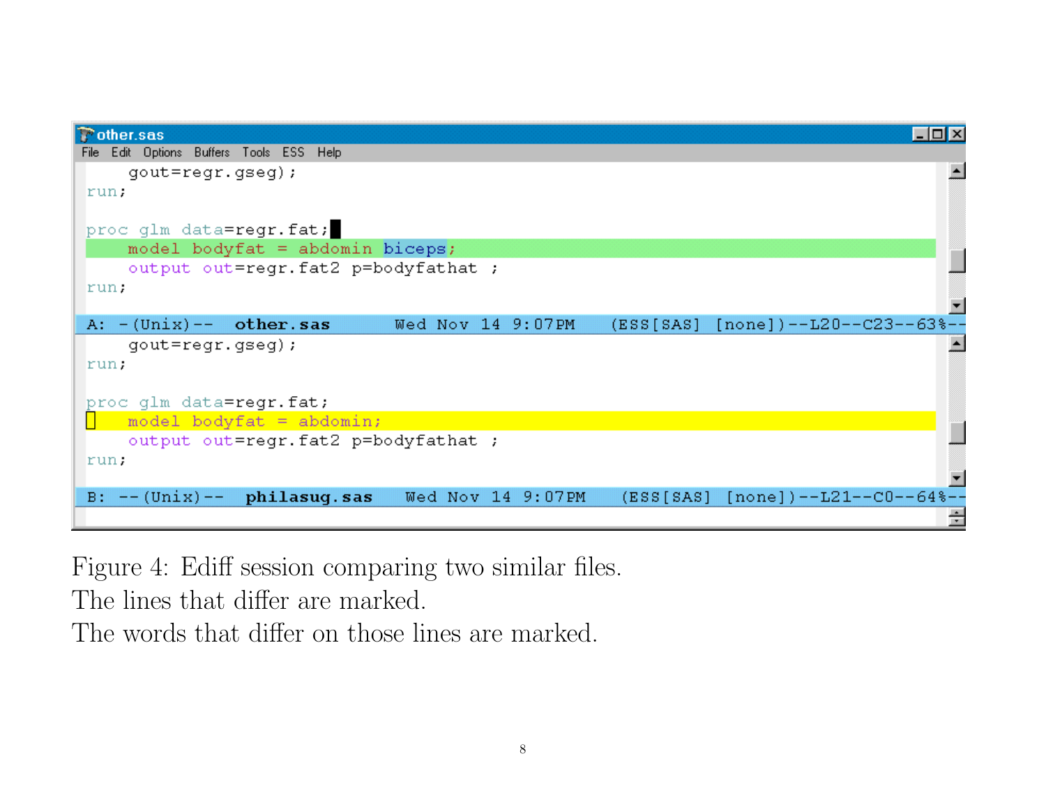```
gout=regr.gseg);
run;

proc glm data=regr.fat;
    model bodyfat = abdomin biceps;
    output out=regr.fat2 p=bodyfathat ;
run;
A: -(Unix)--   other.sas      Wed Nov 14 9:07PM    (ESS[SAS] [none])--L20--C23--63%--
    gout=regr.gseg);
run;

proc glm data=regr.fat;
    model bodyfat = abdomin;
    output out=regr.fat2 p=bodyfathat ;
run;
B: --(Unix)--   philasug.sas      Wed Nov 14 9:07PM    (ESS[SAS] [none])--L21--C0--64%--
```

Figure 4: Ediff session comparing two similar files.
The lines that differ are marked.
The words that differ on those lines are marked.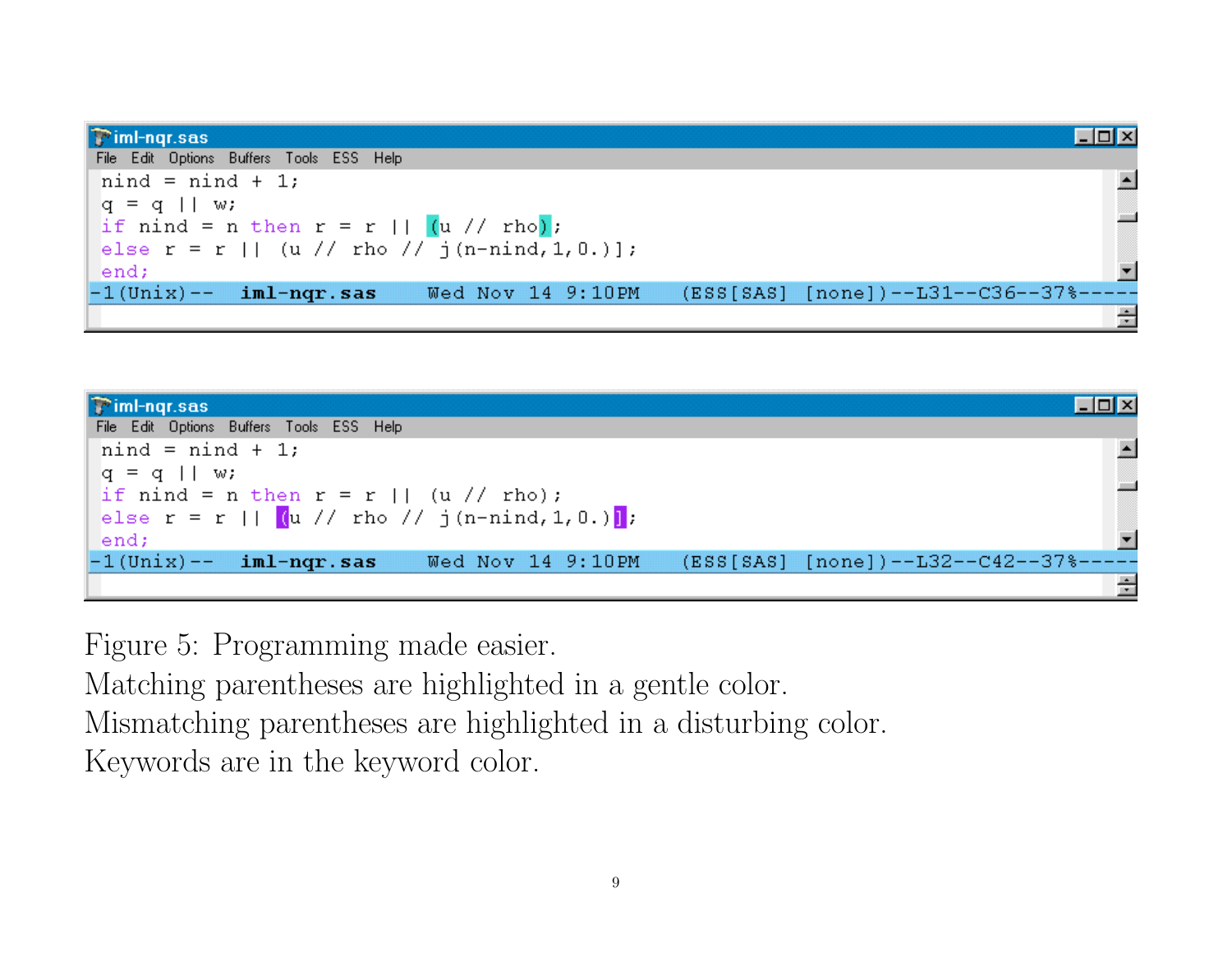```
nind = nind + 1;
q = q || w;
if nind = n then r = r || (u // rho);
else r = r || (u // rho // j(n-nind,1,0.)];
end;
-1(Unix)--  iml-nqr.sas    Wed Nov 14 9:10PM    (ESS[SAS] [none])--L31--C36--37%-----
```

```
nind = nind + 1;
q = q || w;
if nind = n then r = r || (u // rho);
else r = r || (u // rho // j(n-nind,1,0.)];
end;
-1(Unix)--  iml-nqr.sas    Wed Nov 14 9:10PM    (ESS[SAS] [none])--L32--C42--37%-----
```

Figure 5: Programming made easier.
Matching parentheses are highlighted in a gentle color.
Mismatching parentheses are highlighted in a disturbing color.
Keywords are in the keyword color.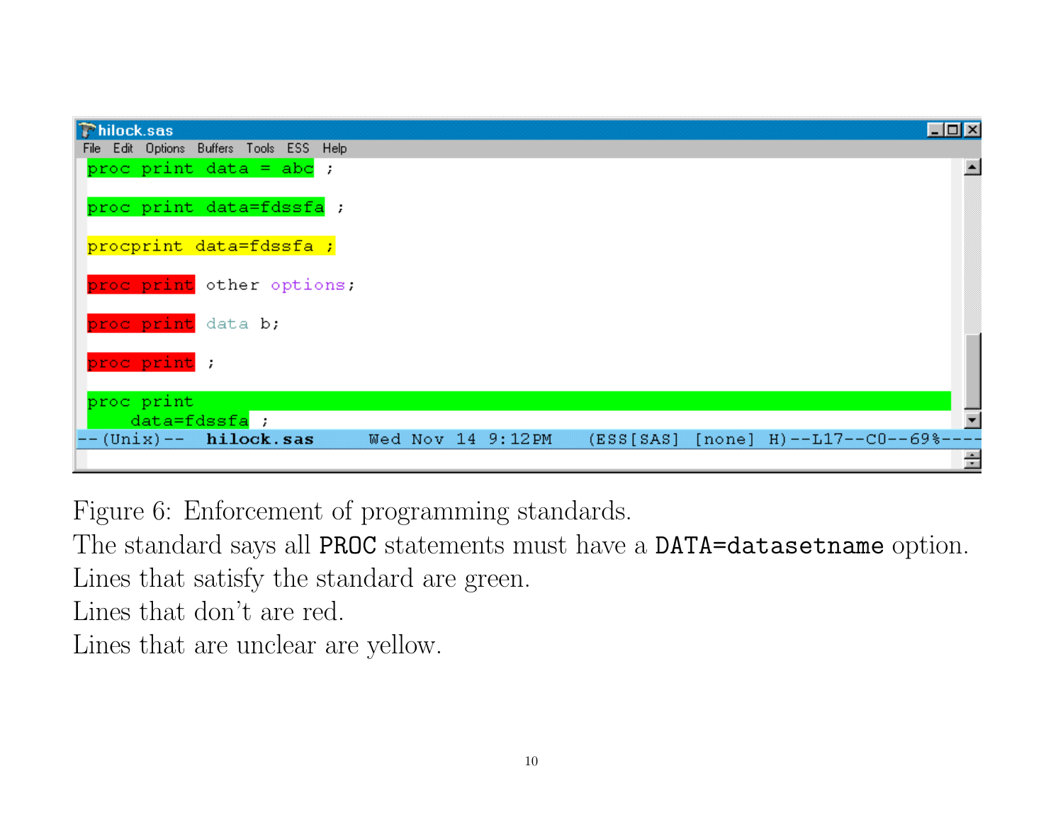```
proc print data = abc ;

proc print data=fdssfa ;

procprint data=fdssfa ;

proc print other options;

proc print data b;

proc print ;

proc print
     data=fdssfa ;
```

```
--(Unix)--  hilock.sas     Wed Nov 14 9:12PM    (ESS[SAS] [none] H)--L17--C0--69%----
```

Figure 6: Enforcement of programming standards.
The standard says all `PROC` statements must have a `DATA=datasetname` option.
Lines that satisfy the standard are green.
Lines that don't are red.
Lines that are unclear are yellow.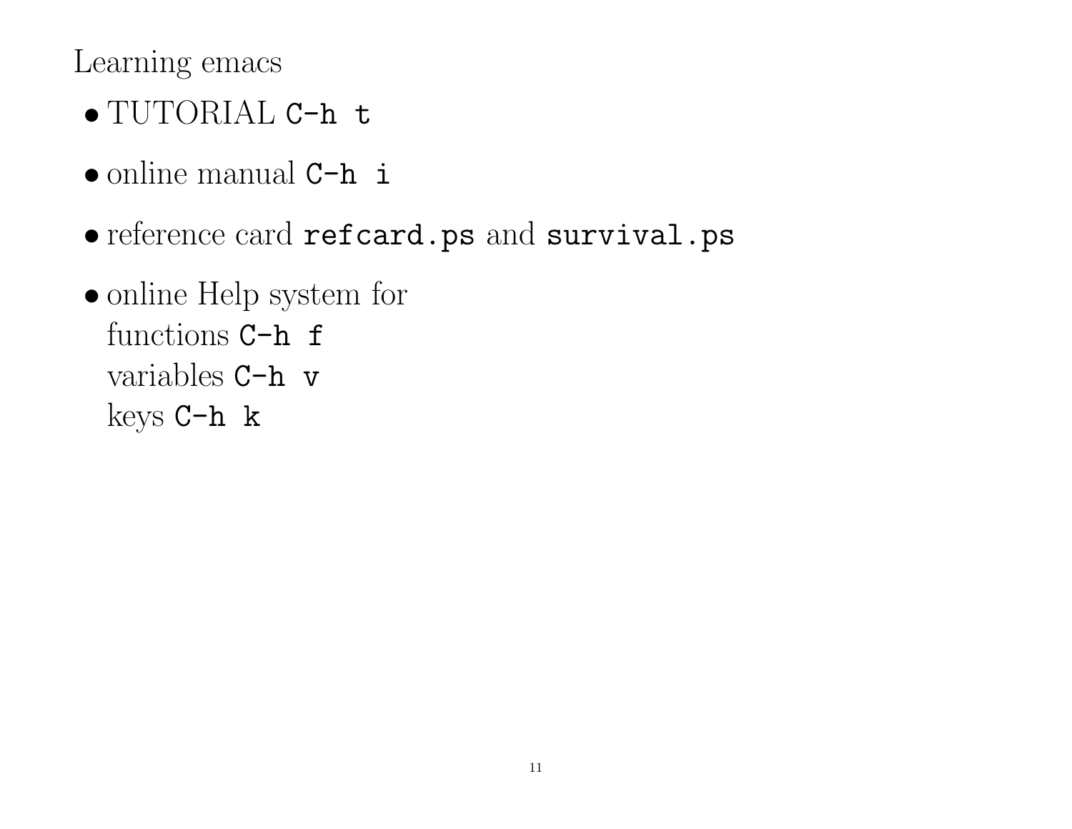Learning emacs

- TUTORIAL `C-h t`
- online manual `C-h i`
- reference card `refcard.ps` and `survival.ps`
- online Help system for
  functions `C-h f`
  variables `C-h v`
  keys `C-h k`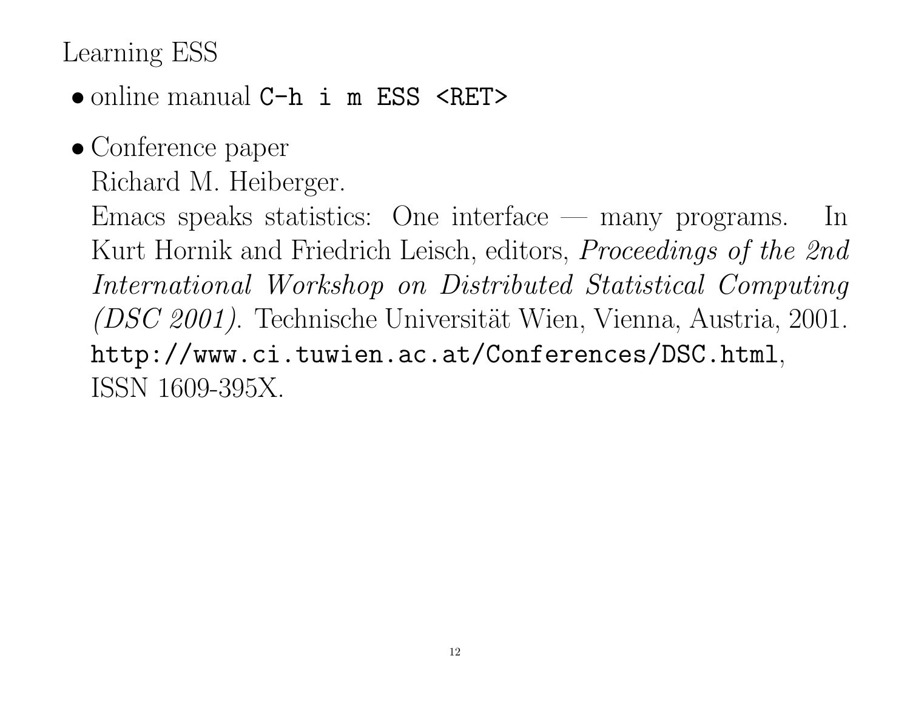# Learning ESS

- online manual `C-h i m ESS <RET>`
- Conference paper
  Richard M. Heiberger.
  Emacs speaks statistics: One interface — many programs. In Kurt Hornik and Friedrich Leisch, editors, *Proceedings of the 2nd International Workshop on Distributed Statistical Computing (DSC 2001)*. Technische Universität Wien, Vienna, Austria, 2001. `http://www.ci.tuwien.ac.at/Conferences/DSC.html`, ISSN 1609-395X.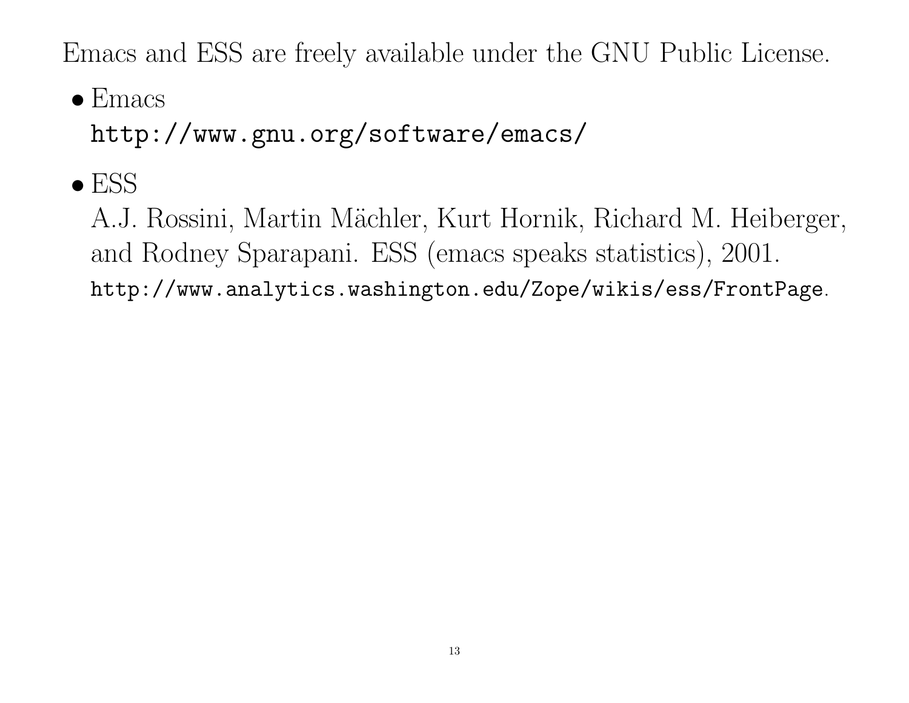Emacs and ESS are freely available under the GNU Public License.

- Emacs
  `http://www.gnu.org/software/emacs/`

- ESS
  A.J. Rossini, Martin Mächler, Kurt Hornik, Richard M. Heiberger, and Rodney Sparapani. ESS (emacs speaks statistics), 2001. `http://www.analytics.washington.edu/Zope/wikis/ess/FrontPage`.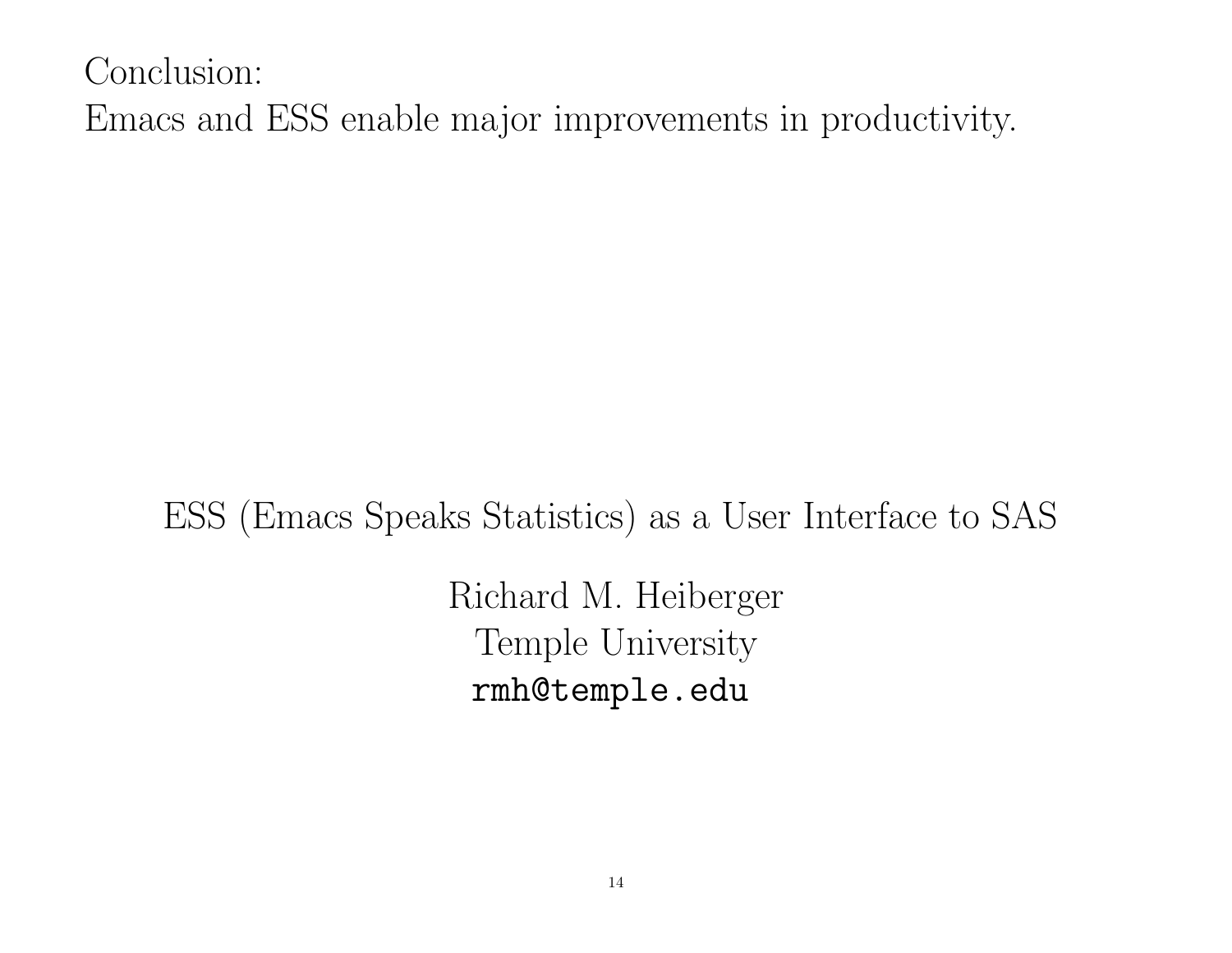Conclusion:
Emacs and ESS enable major improvements in productivity.

ESS (Emacs Speaks Statistics) as a User Interface to SAS

Richard M. Heiberger
Temple University
`rmh@temple.edu`